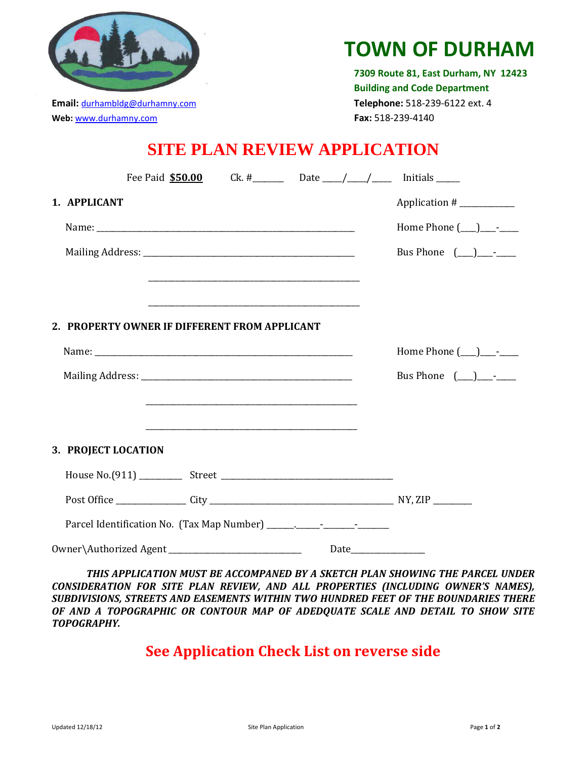# TOWN OF DURHAM

**7309 Route 81, East Durham, NY 12423**
**Building and Code Department**

**Email:** durhambldg@durhamny.com
**Web:** www.durhamny.com

**Telephone:** 518-239-6122 ext. 4
**Fax:** 518-239-4140

## SITE PLAN REVIEW APPLICATION

Fee Paid **$50.00** Ck. #_______ Date ____/____/____ Initials _____

**1. APPLICANT** Application # ____________

Name: ___________________________________________________________ Home Phone (___)___-____

Mailing Address: _______________________________________________ Bus Phone (___)___-____

_______________________________________________

_______________________________________________

**2. PROPERTY OWNER IF DIFFERENT FROM APPLICANT**

Name: ___________________________________________________________ Home Phone (___)___-____

Mailing Address: _______________________________________________ Bus Phone (___)___-____

_______________________________________________

_______________________________________________

**3. PROJECT LOCATION**

House No.(911) _________ Street _______________________________________

Post Office _______________ City _________________________________________ NY, ZIP _________

Parcel Identification No. (Tax Map Number) ______.______-_______-_______

Owner\Authorized Agent ______________________________ Date________________

***THIS APPLICATION MUST BE ACCOMPANIED BY A SKETCH PLAN SHOWING THE PARCEL UNDER CONSIDERATION FOR SITE PLAN REVIEW, AND ALL PROPERTIES (INCLUDING OWNER'S NAMES), SUBDIVISIONS, STREETS AND EASEMENTS WITHIN TWO HUNDRED FEET OF THE BOUNDARIES THERE OF AND A TOPOGRAPHIC OR CONTOUR MAP OF ADEDQUATE SCALE AND DETAIL TO SHOW SITE TOPOGRAPHY.***

**See Application Check List on reverse side**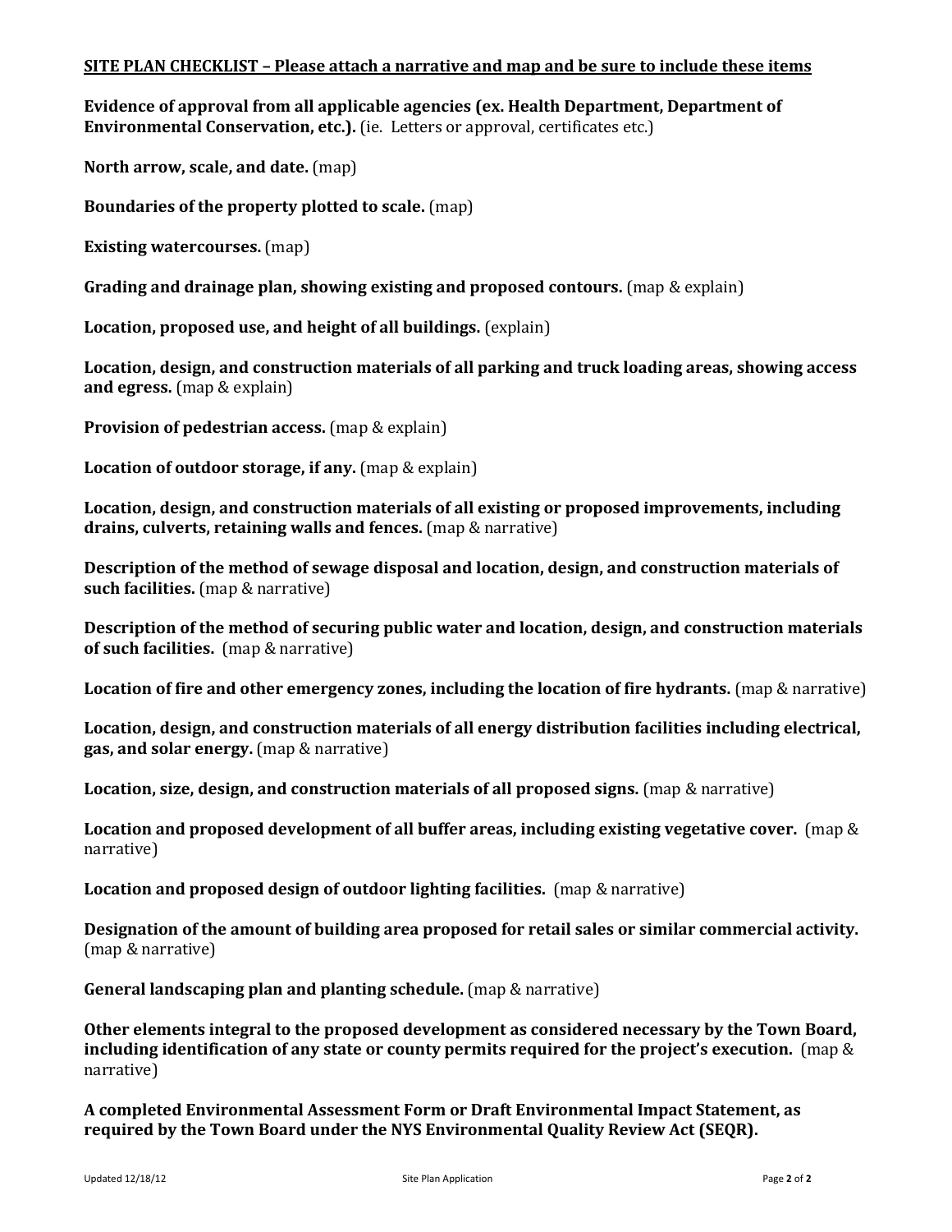**<u>SITE PLAN CHECKLIST – Please attach a narrative and map and be sure to include these items</u>**

**Evidence of approval from all applicable agencies (ex. Health Department, Department of Environmental Conservation, etc.).** (ie. Letters or approval, certificates etc.)

**North arrow, scale, and date.** (map)

**Boundaries of the property plotted to scale.** (map)

**Existing watercourses.** (map)

**Grading and drainage plan, showing existing and proposed contours.** (map & explain)

**Location, proposed use, and height of all buildings.** (explain)

**Location, design, and construction materials of all parking and truck loading areas, showing access and egress.** (map & explain)

**Provision of pedestrian access.** (map & explain)

**Location of outdoor storage, if any.** (map & explain)

**Location, design, and construction materials of all existing or proposed improvements, including drains, culverts, retaining walls and fences.** (map & narrative)

**Description of the method of sewage disposal and location, design, and construction materials of such facilities.** (map & narrative)

**Description of the method of securing public water and location, design, and construction materials of such facilities.** (map & narrative)

**Location of fire and other emergency zones, including the location of fire hydrants.** (map & narrative)

**Location, design, and construction materials of all energy distribution facilities including electrical, gas, and solar energy.** (map & narrative)

**Location, size, design, and construction materials of all proposed signs.** (map & narrative)

**Location and proposed development of all buffer areas, including existing vegetative cover.** (map & narrative)

**Location and proposed design of outdoor lighting facilities.** (map & narrative)

**Designation of the amount of building area proposed for retail sales or similar commercial activity.** (map & narrative)

**General landscaping plan and planting schedule.** (map & narrative)

**Other elements integral to the proposed development as considered necessary by the Town Board, including identification of any state or county permits required for the project's execution.** (map & narrative)

**A completed Environmental Assessment Form or Draft Environmental Impact Statement, as required by the Town Board under the NYS Environmental Quality Review Act (SEQR).**